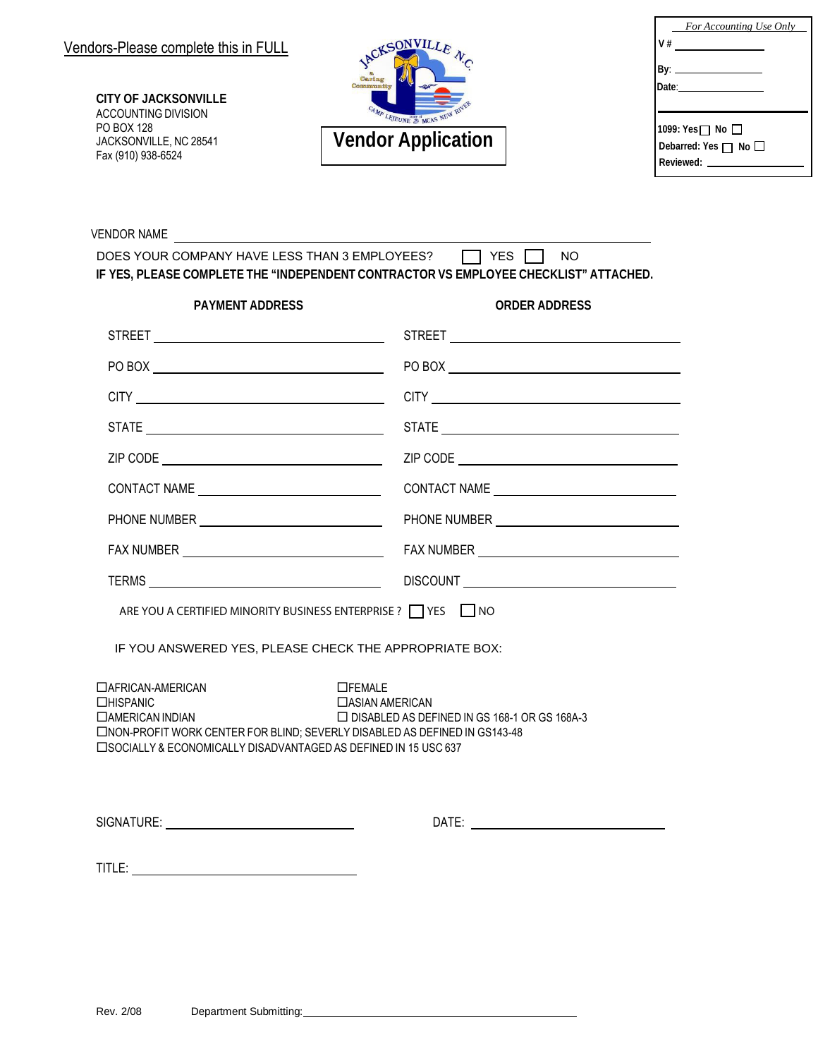Vendors-Please complete this in FULL

**CITY OF JACKSONVILLE**
ACCOUNTING DIVISION
PO BOX 128
JACKSONVILLE, NC 28541
Fax (910) 938-6524

# Vendor Application

| *For Accounting Use Only* |
|---|
| V # ______ |
| By: ______ |
| Date: ______ |
| 1099: Yes ☐ No ☐ |
| Debarred: Yes ☐ No ☐ |
| Reviewed: ______ |

VENDOR NAME ______________________________

DOES YOUR COMPANY HAVE LESS THAN 3 EMPLOYEES? ☐ YES ☐ NO

**IF YES, PLEASE COMPLETE THE "INDEPENDENT CONTRACTOR VS EMPLOYEE CHECKLIST" ATTACHED.**

| PAYMENT ADDRESS | ORDER ADDRESS |
|---|---|
| STREET ______ | STREET ______ |
| PO BOX ______ | PO BOX ______ |
| CITY ______ | CITY ______ |
| STATE ______ | STATE ______ |
| ZIP CODE ______ | ZIP CODE ______ |
| CONTACT NAME ______ | CONTACT NAME ______ |
| PHONE NUMBER ______ | PHONE NUMBER ______ |
| FAX NUMBER ______ | FAX NUMBER ______ |
| TERMS ______ | DISCOUNT ______ |

ARE YOU A CERTIFIED MINORITY BUSINESS ENTERPRISE ? ☐ YES ☐ NO

IF YOU ANSWERED YES, PLEASE CHECK THE APPROPRIATE BOX:

☐AFRICAN-AMERICAN
☐FEMALE
☐HISPANIC
☐ASIAN AMERICAN
☐AMERICAN INDIAN
☐ DISABLED AS DEFINED IN GS 168-1 OR GS 168A-3
☐NON-PROFIT WORK CENTER FOR BLIND; SEVERLY DISABLED AS DEFINED IN GS143-48
☐SOCIALLY & ECONOMICALLY DISADVANTAGED AS DEFINED IN 15 USC 637

SIGNATURE: ______________________ DATE: ______________________

TITLE: ______________________

Rev. 2/08 Department Submitting: ______________________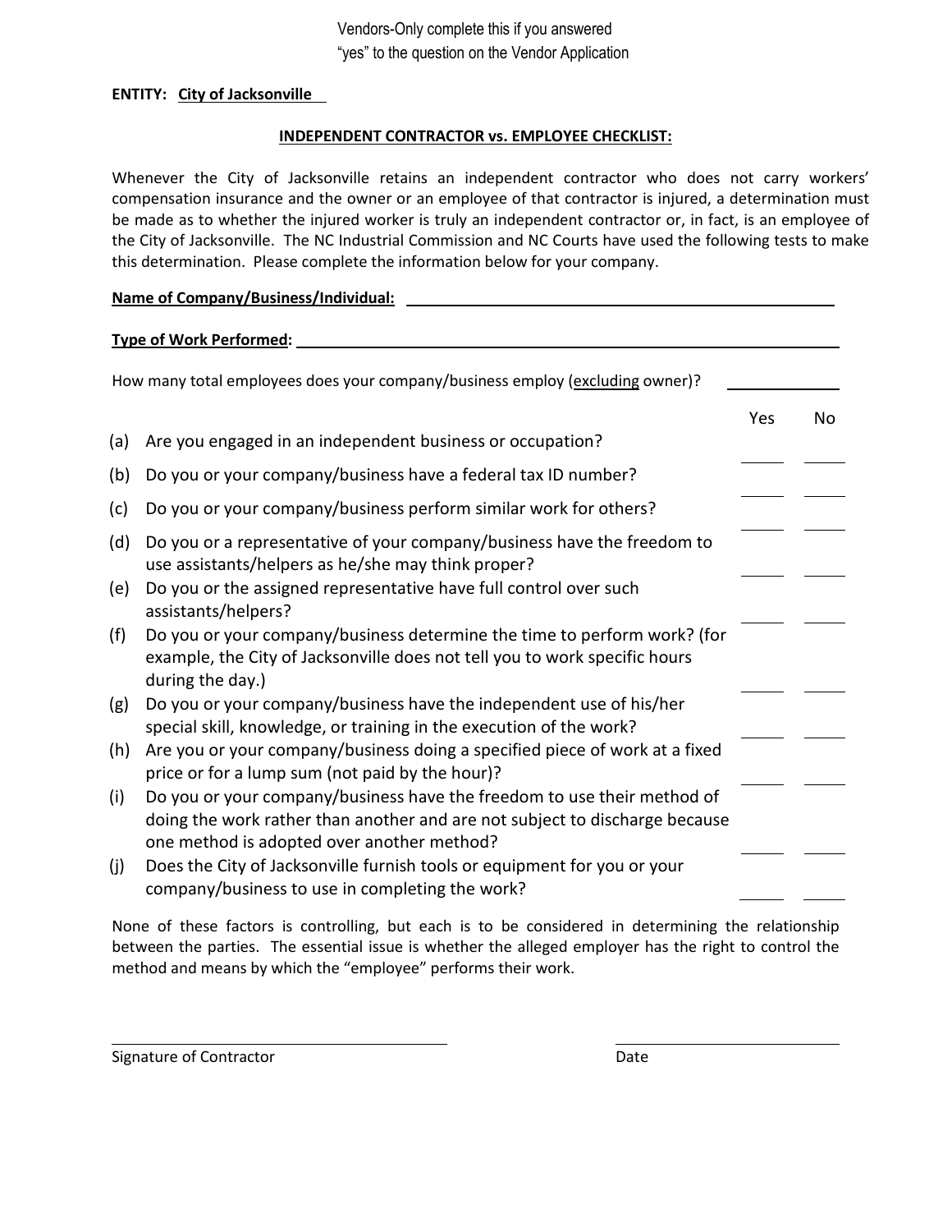Vendors-Only complete this if you answered
"yes" to the question on the Vendor Application

**ENTITY: City of Jacksonville**

**INDEPENDENT CONTRACTOR vs. EMPLOYEE CHECKLIST:**

Whenever the City of Jacksonville retains an independent contractor who does not carry workers' compensation insurance and the owner or an employee of that contractor is injured, a determination must be made as to whether the injured worker is truly an independent contractor or, in fact, is an employee of the City of Jacksonville. The NC Industrial Commission and NC Courts have used the following tests to make this determination. Please complete the information below for your company.

**Name of Company/Business/Individual:** ____________________

**Type of Work Performed:** ____________________

How many total employees does your company/business employ (excluding owner)? ________

| | | Yes | No |
|---|---|---|---|
| (a) | Are you engaged in an independent business or occupation? | ____ | ____ |
| (b) | Do you or your company/business have a federal tax ID number? | ____ | ____ |
| (c) | Do you or your company/business perform similar work for others? | ____ | ____ |
| (d) | Do you or a representative of your company/business have the freedom to use assistants/helpers as he/she may think proper? | ____ | ____ |
| (e) | Do you or the assigned representative have full control over such assistants/helpers? | ____ | ____ |
| (f) | Do you or your company/business determine the time to perform work? (for example, the City of Jacksonville does not tell you to work specific hours during the day.) | ____ | ____ |
| (g) | Do you or your company/business have the independent use of his/her special skill, knowledge, or training in the execution of the work? | ____ | ____ |
| (h) | Are you or your company/business doing a specified piece of work at a fixed price or for a lump sum (not paid by the hour)? | ____ | ____ |
| (i) | Do you or your company/business have the freedom to use their method of doing the work rather than another and are not subject to discharge because one method is adopted over another method? | ____ | ____ |
| (j) | Does the City of Jacksonville furnish tools or equipment for you or your company/business to use in completing the work? | ____ | ____ |

None of these factors is controlling, but each is to be considered in determining the relationship between the parties. The essential issue is whether the alleged employer has the right to control the method and means by which the "employee" performs their work.

____________________ ____________________

Signature of Contractor Date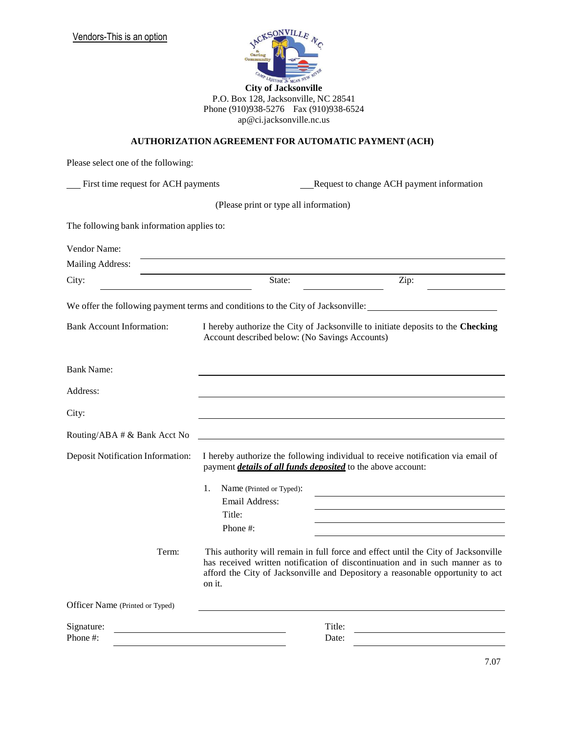Vendors-This is an option

**City of Jacksonville**
P.O. Box 128, Jacksonville, NC 28541
Phone (910)938-5276 Fax (910)938-6524
ap@ci.jacksonville.nc.us

## AUTHORIZATION AGREEMENT FOR AUTOMATIC PAYMENT (ACH)

Please select one of the following:

___ First time request for ACH payments ___Request to change ACH payment information

(Please print or type all information)

The following bank information applies to:

Vendor Name: ____________________

Mailing Address: ____________________

City: ____________________ State: ____________________ Zip: ____________________

We offer the following payment terms and conditions to the City of Jacksonville: ____________________

Bank Account Information: I hereby authorize the City of Jacksonville to initiate deposits to the **Checking** Account described below: (No Savings Accounts)

Bank Name: ____________________

Address: ____________________

City: ____________________

Routing/ABA # & Bank Acct No ____________________

Deposit Notification Information: I hereby authorize the following individual to receive notification via email of payment ***details of all funds deposited*** to the above account:

1. Name (Printed or Typed): ____________________
   Email Address: ____________________
   Title: ____________________
   Phone #: ____________________

Term: This authority will remain in full force and effect until the City of Jacksonville has received written notification of discontinuation and in such manner as to afford the City of Jacksonville and Depository a reasonable opportunity to act on it.

Officer Name (Printed or Typed) ____________________

Signature: ____________________ Title: ____________________

Phone #: ____________________ Date: ____________________

7.07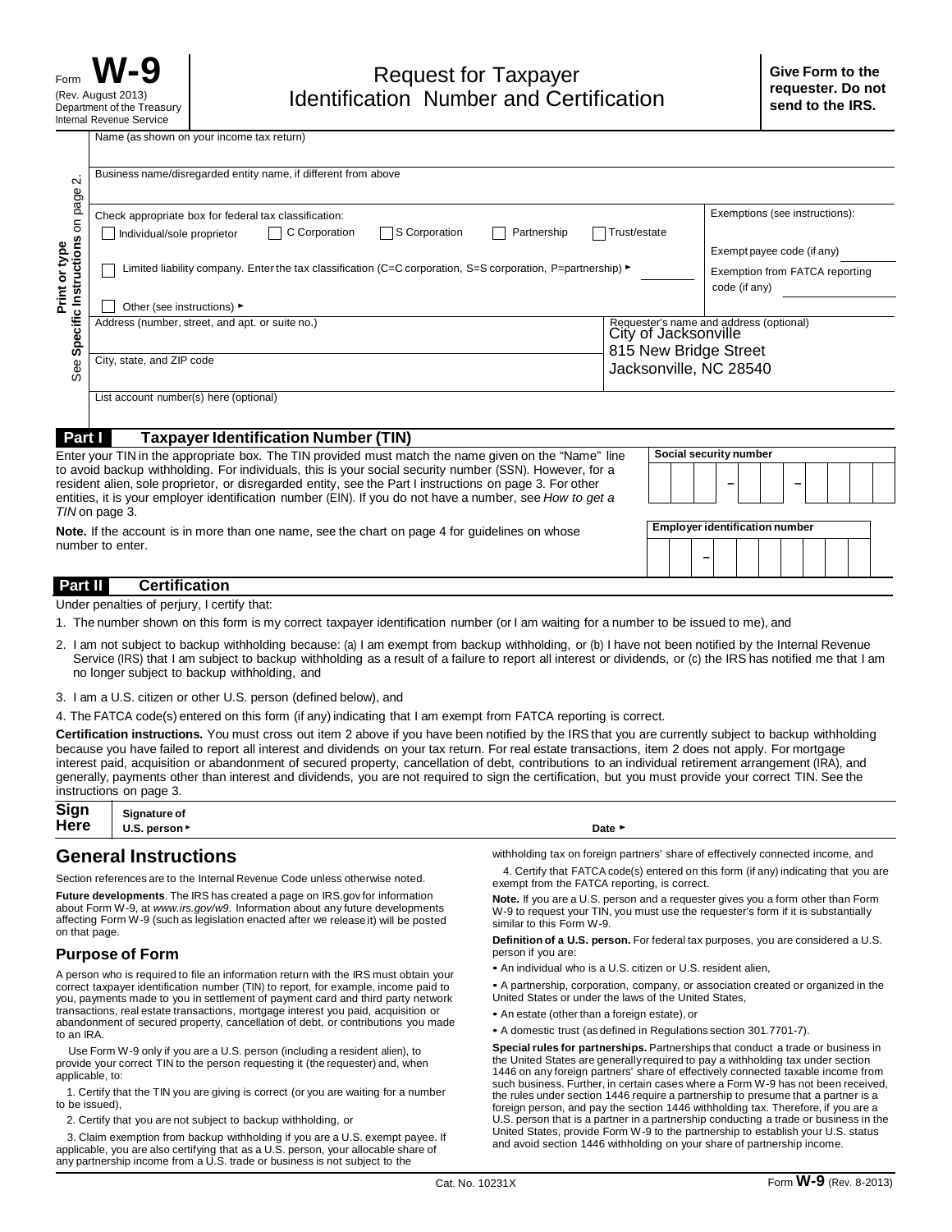Form **W-9**
(Rev. August 2013)
Department of the Treasury
Internal Revenue Service

# Request for Taxpayer Identification Number and Certification

**Give Form to the requester. Do not send to the IRS.**

Print or type
See **Specific Instructions** on page 2.

Name (as shown on your income tax return)

Business name/disregarded entity name, if different from above

Check appropriate box for federal tax classification:
☐ Individual/sole proprietor ☐ C Corporation ☐ S Corporation ☐ Partnership ☐ Trust/estate

☐ Limited liability company. Enter the tax classification (C=C corporation, S=S corporation, P=partnership) ►

☐ Other (see instructions) ►

Exemptions (see instructions):

Exempt payee code (if any)

Exemption from FATCA reporting code (if any)

Address (number, street, and apt. or suite no.)

City, state, and ZIP code

Requester's name and address (optional)
City of Jacksonville
815 New Bridge Street
Jacksonville, NC 28540

List account number(s) here (optional)

## Part I Taxpayer Identification Number (TIN)

Enter your TIN in the appropriate box. The TIN provided must match the name given on the "Name" line to avoid backup withholding. For individuals, this is your social security number (SSN). However, for a resident alien, sole proprietor, or disregarded entity, see the Part I instructions on page 3. For other entities, it is your employer identification number (EIN). If you do not have a number, see *How to get a TIN* on page 3.

**Note.** If the account is in more than one name, see the chart on page 4 for guidelines on whose number to enter.

**Social security number**

☐☐☐ – ☐☐ – ☐☐☐☐

**Employer identification number**

☐☐ – ☐☐☐☐☐☐☐

## Part II Certification

Under penalties of perjury, I certify that:

1. The number shown on this form is my correct taxpayer identification number (or I am waiting for a number to be issued to me), and
2. I am not subject to backup withholding because: (a) I am exempt from backup withholding, or (b) I have not been notified by the Internal Revenue Service (IRS) that I am subject to backup withholding as a result of a failure to report all interest or dividends, or (c) the IRS has notified me that I am no longer subject to backup withholding, and
3. I am a U.S. citizen or other U.S. person (defined below), and
4. The FATCA code(s) entered on this form (if any) indicating that I am exempt from FATCA reporting is correct.

**Certification instructions.** You must cross out item 2 above if you have been notified by the IRS that you are currently subject to backup withholding because you have failed to report all interest and dividends on your tax return. For real estate transactions, item 2 does not apply. For mortgage interest paid, acquisition or abandonment of secured property, cancellation of debt, contributions to an individual retirement arrangement (IRA), and generally, payments other than interest and dividends, you are not required to sign the certification, but you must provide your correct TIN. See the instructions on page 3.

**Sign Here** **Signature of U.S. person ►** **Date ►**

## General Instructions

Section references are to the Internal Revenue Code unless otherwise noted.

**Future developments**. The IRS has created a page on IRS.gov for information about Form W-9, at *www.irs.gov/w9*. Information about any future developments affecting Form W-9 (such as legislation enacted after we release it) will be posted on that page.

### Purpose of Form

A person who is required to file an information return with the IRS must obtain your correct taxpayer identification number (TIN) to report, for example, income paid to you, payments made to you in settlement of payment card and third party network transactions, real estate transactions, mortgage interest you paid, acquisition or abandonment of secured property, cancellation of debt, or contributions you made to an IRA.

Use Form W-9 only if you are a U.S. person (including a resident alien), to provide your correct TIN to the person requesting it (the requester) and, when applicable, to:

1. Certify that the TIN you are giving is correct (or you are waiting for a number to be issued),

2. Certify that you are not subject to backup withholding, or

3. Claim exemption from backup withholding if you are a U.S. exempt payee. If applicable, you are also certifying that as a U.S. person, your allocable share of any partnership income from a U.S. trade or business is not subject to the withholding tax on foreign partners' share of effectively connected income, and

4. Certify that FATCA code(s) entered on this form (if any) indicating that you are exempt from the FATCA reporting, is correct.

**Note.** If you are a U.S. person and a requester gives you a form other than Form W-9 to request your TIN, you must use the requester's form if it is substantially similar to this Form W-9.

**Definition of a U.S. person.** For federal tax purposes, you are considered a U.S. person if you are:

- An individual who is a U.S. citizen or U.S. resident alien,
- A partnership, corporation, company, or association created or organized in the United States or under the laws of the United States,
- An estate (other than a foreign estate), or
- A domestic trust (as defined in Regulations section 301.7701-7).

**Special rules for partnerships.** Partnerships that conduct a trade or business in the United States are generally required to pay a withholding tax under section 1446 on any foreign partners' share of effectively connected taxable income from such business. Further, in certain cases where a Form W-9 has not been received, the rules under section 1446 require a partnership to presume that a partner is a foreign person, and pay the section 1446 withholding tax. Therefore, if you are a U.S. person that is a partner in a partnership conducting a trade or business in the United States, provide Form W-9 to the partnership to establish your U.S. status and avoid section 1446 withholding on your share of partnership income.

Cat. No. 10231X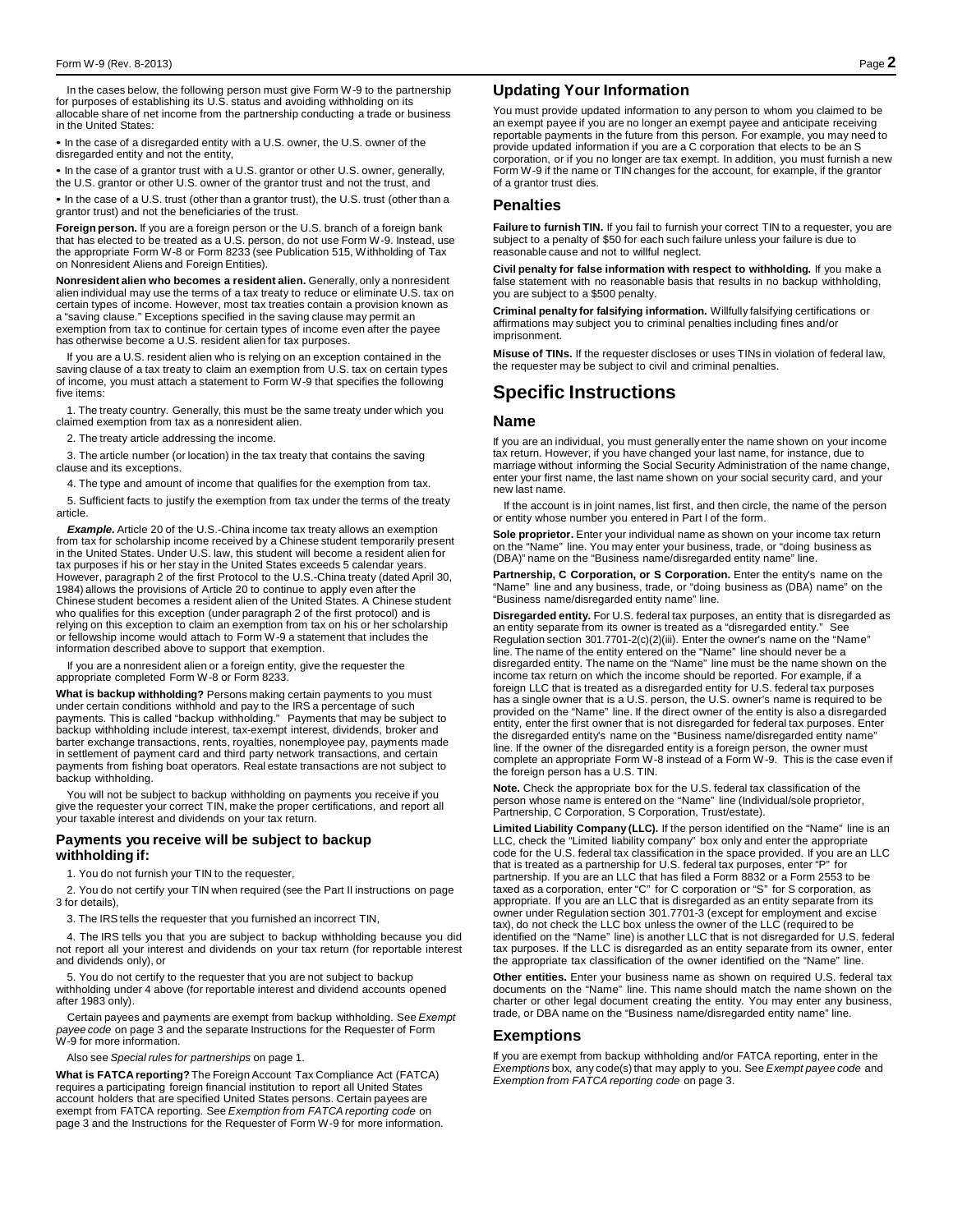In the cases below, the following person must give Form W-9 to the partnership for purposes of establishing its U.S. status and avoiding withholding on its allocable share of net income from the partnership conducting a trade or business in the United States:

- In the case of a disregarded entity with a U.S. owner, the U.S. owner of the disregarded entity and not the entity,
- In the case of a grantor trust with a U.S. grantor or other U.S. owner, generally, the U.S. grantor or other U.S. owner of the grantor trust and not the trust, and
- In the case of a U.S. trust (other than a grantor trust), the U.S. trust (other than a grantor trust) and not the beneficiaries of the trust.

**Foreign person.** If you are a foreign person or the U.S. branch of a foreign bank that has elected to be treated as a U.S. person, do not use Form W-9. Instead, use the appropriate Form W-8 or Form 8233 (see Publication 515, Withholding of Tax on Nonresident Aliens and Foreign Entities).

**Nonresident alien who becomes a resident alien.** Generally, only a nonresident alien individual may use the terms of a tax treaty to reduce or eliminate U.S. tax on certain types of income. However, most tax treaties contain a provision known as a "saving clause." Exceptions specified in the saving clause may permit an exemption from tax to continue for certain types of income even after the payee has otherwise become a U.S. resident alien for tax purposes.

If you are a U.S. resident alien who is relying on an exception contained in the saving clause of a tax treaty to claim an exemption from U.S. tax on certain types of income, you must attach a statement to Form W-9 that specifies the following five items:

1. The treaty country. Generally, this must be the same treaty under which you claimed exemption from tax as a nonresident alien.

2. The treaty article addressing the income.

3. The article number (or location) in the tax treaty that contains the saving clause and its exceptions.

4. The type and amount of income that qualifies for the exemption from tax.

5. Sufficient facts to justify the exemption from tax under the terms of the treaty article.

***Example.*** Article 20 of the U.S.-China income tax treaty allows an exemption from tax for scholarship income received by a Chinese student temporarily present in the United States. Under U.S. law, this student will become a resident alien for tax purposes if his or her stay in the United States exceeds 5 calendar years. However, paragraph 2 of the first Protocol to the U.S.-China treaty (dated April 30, 1984) allows the provisions of Article 20 to continue to apply even after the Chinese student becomes a resident alien of the United States. A Chinese student who qualifies for this exception (under paragraph 2 of the first protocol) and is relying on this exception to claim an exemption from tax on his or her scholarship or fellowship income would attach to Form W-9 a statement that includes the information described above to support that exemption.

If you are a nonresident alien or a foreign entity, give the requester the appropriate completed Form W-8 or Form 8233.

**What is backup withholding?** Persons making certain payments to you must under certain conditions withhold and pay to the IRS a percentage of such payments. This is called "backup withholding." Payments that may be subject to backup withholding include interest, tax-exempt interest, dividends, broker and barter exchange transactions, rents, royalties, nonemployee pay, payments made in settlement of payment card and third party network transactions, and certain payments from fishing boat operators. Real estate transactions are not subject to backup withholding.

You will not be subject to backup withholding on payments you receive if you give the requester your correct TIN, make the proper certifications, and report all your taxable interest and dividends on your tax return.

### Payments you receive will be subject to backup withholding if:

1. You do not furnish your TIN to the requester,

2. You do not certify your TIN when required (see the Part II instructions on page 3 for details),

3. The IRS tells the requester that you furnished an incorrect TIN,

4. The IRS tells you that you are subject to backup withholding because you did not report all your interest and dividends on your tax return (for reportable interest and dividends only), or

5. You do not certify to the requester that you are not subject to backup withholding under 4 above (for reportable interest and dividend accounts opened after 1983 only).

Certain payees and payments are exempt from backup withholding. See *Exempt payee code* on page 3 and the separate Instructions for the Requester of Form W-9 for more information.

Also see *Special rules for partnerships* on page 1.

**What is FATCA reporting?** The Foreign Account Tax Compliance Act (FATCA) requires a participating foreign financial institution to report all United States account holders that are specified United States persons. Certain payees are exempt from FATCA reporting. See *Exemption from FATCA reporting code* on page 3 and the Instructions for the Requester of Form W-9 for more information.

## Updating Your Information

You must provide updated information to any person to whom you claimed to be an exempt payee if you are no longer an exempt payee and anticipate receiving reportable payments in the future from this person. For example, you may need to provide updated information if you are a C corporation that elects to be an S corporation, or if you no longer are tax exempt. In addition, you must furnish a new Form W-9 if the name or TIN changes for the account, for example, if the grantor of a grantor trust dies.

## Penalties

**Failure to furnish TIN.** If you fail to furnish your correct TIN to a requester, you are subject to a penalty of $50 for each such failure unless your failure is due to reasonable cause and not to willful neglect.

**Civil penalty for false information with respect to withholding.** If you make a false statement with no reasonable basis that results in no backup withholding, you are subject to a $500 penalty.

**Criminal penalty for falsifying information.** Willfully falsifying certifications or affirmations may subject you to criminal penalties including fines and/or imprisonment.

**Misuse of TINs.** If the requester discloses or uses TINs in violation of federal law, the requester may be subject to civil and criminal penalties.

# Specific Instructions

## Name

If you are an individual, you must generally enter the name shown on your income tax return. However, if you have changed your last name, for instance, due to marriage without informing the Social Security Administration of the name change, enter your first name, the last name shown on your social security card, and your new last name.

If the account is in joint names, list first, and then circle, the name of the person or entity whose number you entered in Part I of the form.

**Sole proprietor.** Enter your individual name as shown on your income tax return on the "Name" line. You may enter your business, trade, or "doing business as (DBA)" name on the "Business name/disregarded entity name" line.

**Partnership, C Corporation, or S Corporation.** Enter the entity's name on the "Name" line and any business, trade, or "doing business as (DBA) name" on the "Business name/disregarded entity name" line.

**Disregarded entity.** For U.S. federal tax purposes, an entity that is disregarded as an entity separate from its owner is treated as a "disregarded entity." See Regulation section 301.7701-2(c)(2)(iii). Enter the owner's name on the "Name" line. The name of the entity entered on the "Name" line should never be a disregarded entity. The name on the "Name" line must be the name shown on the income tax return on which the income should be reported. For example, if a foreign LLC that is treated as a disregarded entity for U.S. federal tax purposes has a single owner that is a U.S. person, the U.S. owner's name is required to be provided on the "Name" line. If the direct owner of the entity is also a disregarded entity, enter the first owner that is not disregarded for federal tax purposes. Enter the disregarded entity's name on the "Business name/disregarded entity name" line. If the owner of the disregarded entity is a foreign person, the owner must complete an appropriate Form W-8 instead of a Form W-9. This is the case even if the foreign person has a U.S. TIN.

**Note.** Check the appropriate box for the U.S. federal tax classification of the person whose name is entered on the "Name" line (Individual/sole proprietor, Partnership, C Corporation, S Corporation, Trust/estate).

**Limited Liability Company (LLC).** If the person identified on the "Name" line is an LLC, check the "Limited liability company" box only and enter the appropriate code for the U.S. federal tax classification in the space provided. If you are an LLC that is treated as a partnership for U.S. federal tax purposes, enter "P" for partnership. If you are an LLC that has filed a Form 8832 or a Form 2553 to be taxed as a corporation, enter "C" for C corporation or "S" for S corporation, as appropriate. If you are an LLC that is disregarded as an entity separate from its owner under Regulation section 301.7701-3 (except for employment and excise tax), do not check the LLC box unless the owner of the LLC (required to be identified on the "Name" line) is another LLC that is not disregarded for U.S. federal tax purposes. If the LLC is disregarded as an entity separate from its owner, enter the appropriate tax classification of the owner identified on the "Name" line.

**Other entities.** Enter your business name as shown on required U.S. federal tax documents on the "Name" line. This name should match the name shown on the charter or other legal document creating the entity. You may enter any business, trade, or DBA name on the "Business name/disregarded entity name" line.

## Exemptions

If you are exempt from backup withholding and/or FATCA reporting, enter in the *Exemptions* box, any code(s) that may apply to you. See *Exempt payee code* and *Exemption from FATCA reporting code* on page 3.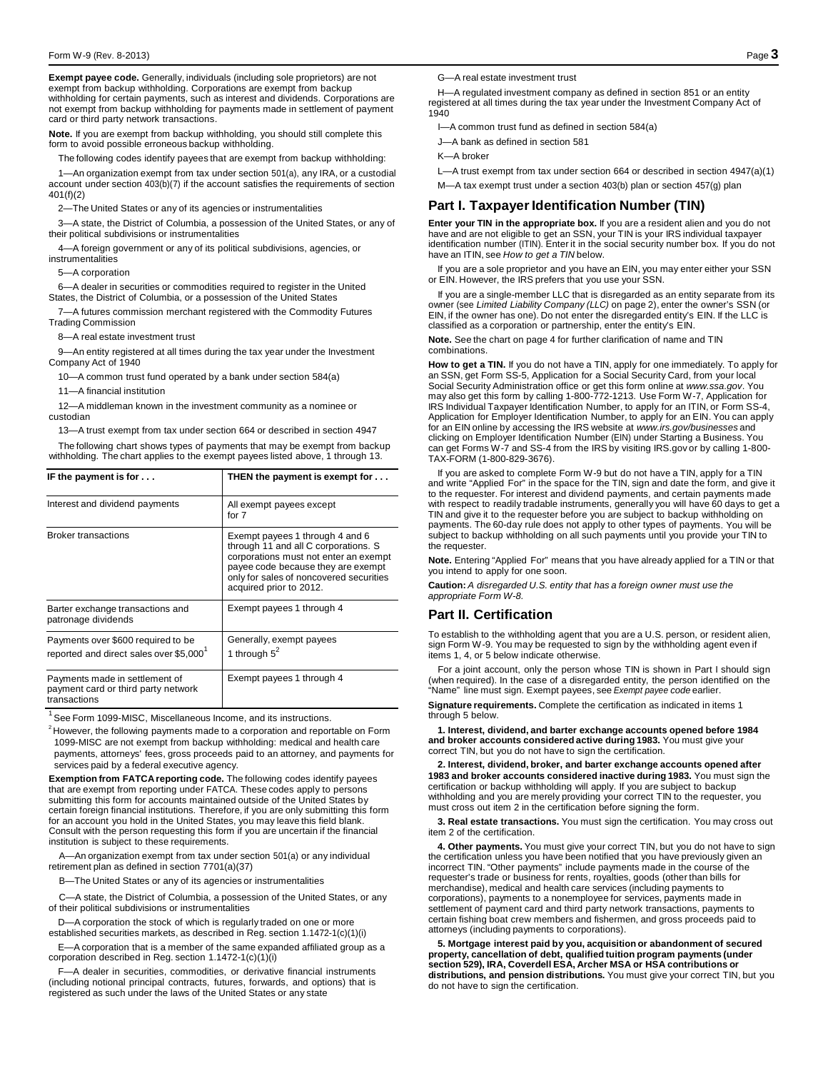**Exempt payee code.** Generally, individuals (including sole proprietors) are not exempt from backup withholding. Corporations are exempt from backup withholding for certain payments, such as interest and dividends. Corporations are not exempt from backup withholding for payments made in settlement of payment card or third party network transactions.

**Note.** If you are exempt from backup withholding, you should still complete this form to avoid possible erroneous backup withholding.

The following codes identify payees that are exempt from backup withholding:

1—An organization exempt from tax under section 501(a), any IRA, or a custodial account under section 403(b)(7) if the account satisfies the requirements of section 401(f)(2)

2—The United States or any of its agencies or instrumentalities

3—A state, the District of Columbia, a possession of the United States, or any of their political subdivisions or instrumentalities

4—A foreign government or any of its political subdivisions, agencies, or instrumentalities

5—A corporation

6—A dealer in securities or commodities required to register in the United States, the District of Columbia, or a possession of the United States

7—A futures commission merchant registered with the Commodity Futures Trading Commission

8—A real estate investment trust

9—An entity registered at all times during the tax year under the Investment Company Act of 1940

10—A common trust fund operated by a bank under section 584(a)

11—A financial institution

12—A middleman known in the investment community as a nominee or custodian

13—A trust exempt from tax under section 664 or described in section 4947

The following chart shows types of payments that may be exempt from backup withholding. The chart applies to the exempt payees listed above, 1 through 13.

| IF the payment is for . . . | THEN the payment is exempt for . . . |
| --- | --- |
| Interest and dividend payments | All exempt payees except for 7 |
| Broker transactions | Exempt payees 1 through 4 and 6 through 11 and all C corporations. S corporations must not enter an exempt payee code because they are exempt only for sales of noncovered securities acquired prior to 2012. |
| Barter exchange transactions and patronage dividends | Exempt payees 1 through 4 |
| Payments over $600 required to be reported and direct sales over $5,000[1] | Generally, exempt payees 1 through 5[2] |
| Payments made in settlement of payment card or third party network transactions | Exempt payees 1 through 4 |

[1] See Form 1099-MISC, Miscellaneous Income, and its instructions.

[2] However, the following payments made to a corporation and reportable on Form 1099-MISC are not exempt from backup withholding: medical and health care payments, attorneys' fees, gross proceeds paid to an attorney, and payments for services paid by a federal executive agency.

**Exemption from FATCA reporting code.** The following codes identify payees that are exempt from reporting under FATCA. These codes apply to persons submitting this form for accounts maintained outside of the United States by certain foreign financial institutions. Therefore, if you are only submitting this form for an account you hold in the United States, you may leave this field blank. Consult with the person requesting this form if you are uncertain if the financial institution is subject to these requirements.

A—An organization exempt from tax under section 501(a) or any individual retirement plan as defined in section 7701(a)(37)

B—The United States or any of its agencies or instrumentalities

C—A state, the District of Columbia, a possession of the United States, or any of their political subdivisions or instrumentalities

D—A corporation the stock of which is regularly traded on one or more established securities markets, as described in Reg. section 1.1472-1(c)(1)(i)

E—A corporation that is a member of the same expanded affiliated group as a corporation described in Reg. section 1.1472-1(c)(1)(i)

F—A dealer in securities, commodities, or derivative financial instruments (including notional principal contracts, futures, forwards, and options) that is registered as such under the laws of the United States or any state

G—A real estate investment trust

H—A regulated investment company as defined in section 851 or an entity registered at all times during the tax year under the Investment Company Act of 1940

I—A common trust fund as defined in section 584(a)

J—A bank as defined in section 581

K—A broker

L—A trust exempt from tax under section 664 or described in section 4947(a)(1)

M—A tax exempt trust under a section 403(b) plan or section 457(g) plan

## Part I. Taxpayer Identification Number (TIN)

**Enter your TIN in the appropriate box.** If you are a resident alien and you do not have and are not eligible to get an SSN, your TIN is your IRS individual taxpayer identification number (ITIN). Enter it in the social security number box. If you do not have an ITIN, see *How to get a TIN* below.

If you are a sole proprietor and you have an EIN, you may enter either your SSN or EIN. However, the IRS prefers that you use your SSN.

If you are a single-member LLC that is disregarded as an entity separate from its owner (see *Limited Liability Company (LLC)* on page 2), enter the owner's SSN (or EIN, if the owner has one). Do not enter the disregarded entity's EIN. If the LLC is classified as a corporation or partnership, enter the entity's EIN.

**Note.** See the chart on page 4 for further clarification of name and TIN combinations.

**How to get a TIN.** If you do not have a TIN, apply for one immediately. To apply for an SSN, get Form SS-5, Application for a Social Security Card, from your local Social Security Administration office or get this form online at *www.ssa.gov*. You may also get this form by calling 1-800-772-1213. Use Form W-7, Application for IRS Individual Taxpayer Identification Number, to apply for an ITIN, or Form SS-4, Application for Employer Identification Number, to apply for an EIN. You can apply for an EIN online by accessing the IRS website at *www.irs.gov/businesses* and clicking on Employer Identification Number (EIN) under Starting a Business. You can get Forms W-7 and SS-4 from the IRS by visiting IRS.gov or by calling 1-800-TAX-FORM (1-800-829-3676).

If you are asked to complete Form W-9 but do not have a TIN, apply for a TIN and write "Applied For" in the space for the TIN, sign and date the form, and give it to the requester. For interest and dividend payments, and certain payments made with respect to readily tradable instruments, generally you will have 60 days to get a TIN and give it to the requester before you are subject to backup withholding on payments. The 60-day rule does not apply to other types of payments. You will be subject to backup withholding on all such payments until you provide your TIN to the requester.

**Note.** Entering "Applied For" means that you have already applied for a TIN or that you intend to apply for one soon.

**Caution:** *A disregarded U.S. entity that has a foreign owner must use the appropriate Form W-8.*

## Part II. Certification

To establish to the withholding agent that you are a U.S. person, or resident alien, sign Form W-9. You may be requested to sign by the withholding agent even if items 1, 4, or 5 below indicate otherwise.

For a joint account, only the person whose TIN is shown in Part I should sign (when required). In the case of a disregarded entity, the person identified on the "Name" line must sign. Exempt payees, see *Exempt payee code* earlier.

**Signature requirements.** Complete the certification as indicated in items 1 through 5 below.

**1. Interest, dividend, and barter exchange accounts opened before 1984 and broker accounts considered active during 1983.** You must give your correct TIN, but you do not have to sign the certification.

**2. Interest, dividend, broker, and barter exchange accounts opened after 1983 and broker accounts considered inactive during 1983.** You must sign the certification or backup withholding will apply. If you are subject to backup withholding and you are merely providing your correct TIN to the requester, you must cross out item 2 in the certification before signing the form.

**3. Real estate transactions.** You must sign the certification. You may cross out item 2 of the certification.

**4. Other payments.** You must give your correct TIN, but you do not have to sign the certification unless you have been notified that you have previously given an incorrect TIN. "Other payments" include payments made in the course of the requester's trade or business for rents, royalties, goods (other than bills for merchandise), medical and health care services (including payments to corporations), payments to a nonemployee for services, payments made in settlement of payment card and third party network transactions, payments to certain fishing boat crew members and fishermen, and gross proceeds paid to attorneys (including payments to corporations).

**5. Mortgage interest paid by you, acquisition or abandonment of secured property, cancellation of debt, qualified tuition program payments (under section 529), IRA, Coverdell ESA, Archer MSA or HSA contributions or distributions, and pension distributions.** You must give your correct TIN, but you do not have to sign the certification.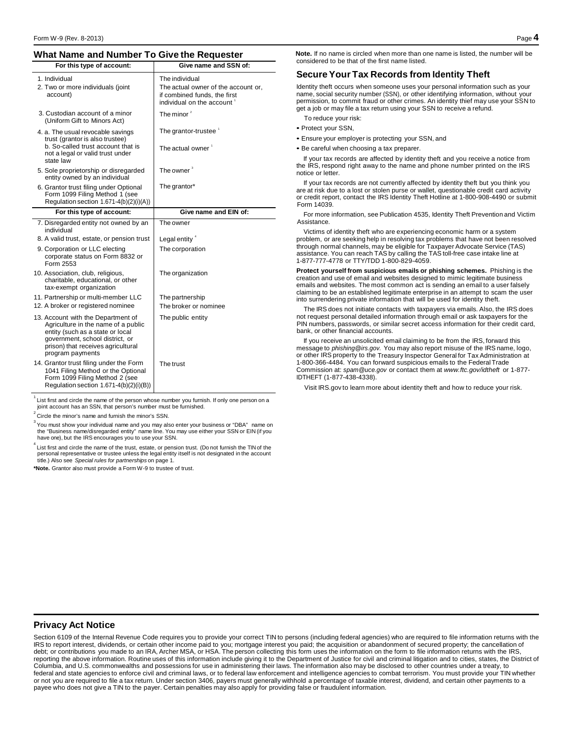## What Name and Number To Give the Requester

| For this type of account: | Give name and SSN of: |
|---|---|
| 1. Individual | The individual |
| 2. Two or more individuals (joint account) | The actual owner of the account or, if combined funds, the first individual on the account [1] |
| 3. Custodian account of a minor (Uniform Gift to Minors Act) | The minor [2] |
| 4. a. The usual revocable savings trust (grantor is also trustee) | The grantor-trustee [1] |
| b. So-called trust account that is not a legal or valid trust under state law | The actual owner [1] |
| 5. Sole proprietorship or disregarded entity owned by an individual | The owner [3] |
| 6. Grantor trust filing under Optional Form 1099 Filing Method 1 (see Regulation section 1.671-4(b)(2)(i)(A)) | The grantor* |
| **For this type of account:** | **Give name and EIN of:** |
| 7. Disregarded entity not owned by an individual | The owner |
| 8. A valid trust, estate, or pension trust | Legal entity [4] |
| 9. Corporation or LLC electing corporate status on Form 8832 or Form 2553 | The corporation |
| 10. Association, club, religious, charitable, educational, or other tax-exempt organization | The organization |
| 11. Partnership or multi-member LLC | The partnership |
| 12. A broker or registered nominee | The broker or nominee |
| 13. Account with the Department of Agriculture in the name of a public entity (such as a state or local government, school district, or prison) that receives agricultural program payments | The public entity |
| 14. Grantor trust filing under the Form 1041 Filing Method or the Optional Form 1099 Filing Method 2 (see Regulation section 1.671-4(b)(2)(i)(B)) | The trust |

[1] List first and circle the name of the person whose number you furnish. If only one person on a joint account has an SSN, that person's number must be furnished.

[2] Circle the minor's name and furnish the minor's SSN.

[3] You must show your individual name and you may also enter your business or "DBA" name on the "Business name/disregarded entity" name line. You may use either your SSN or EIN (if you have one), but the IRS encourages you to use your SSN.

[4] List first and circle the name of the trust, estate, or pension trust. (Do not furnish the TIN of the personal representative or trustee unless the legal entity itself is not designated in the account title.) Also see *Special rules for partnerships* on page 1.

**\*Note.** Grantor also must provide a Form W-9 to trustee of trust.

**Note.** If no name is circled when more than one name is listed, the number will be considered to be that of the first name listed.

## Secure Your Tax Records from Identity Theft

Identity theft occurs when someone uses your personal information such as your name, social security number (SSN), or other identifying information, without your permission, to commit fraud or other crimes. An identity thief may use your SSN to get a job or may file a tax return using your SSN to receive a refund.

To reduce your risk:

- Protect your SSN,
- Ensure your employer is protecting your SSN, and
- Be careful when choosing a tax preparer.

If your tax records are affected by identity theft and you receive a notice from the IRS, respond right away to the name and phone number printed on the IRS notice or letter.

If your tax records are not currently affected by identity theft but you think you are at risk due to a lost or stolen purse or wallet, questionable credit card activity or credit report, contact the IRS Identity Theft Hotline at 1-800-908-4490 or submit Form 14039.

For more information, see Publication 4535, Identity Theft Prevention and Victim Assistance.

Victims of identity theft who are experiencing economic harm or a system problem, or are seeking help in resolving tax problems that have not been resolved through normal channels, may be eligible for Taxpayer Advocate Service (TAS) assistance. You can reach TAS by calling the TAS toll-free case intake line at 1-877-777-4778 or TTY/TDD 1-800-829-4059.

**Protect yourself from suspicious emails or phishing schemes.** Phishing is the creation and use of email and websites designed to mimic legitimate business emails and websites. The most common act is sending an email to a user falsely claiming to be an established legitimate enterprise in an attempt to scam the user into surrendering private information that will be used for identity theft.

The IRS does not initiate contacts with taxpayers via emails. Also, the IRS does not request personal detailed information through email or ask taxpayers for the PIN numbers, passwords, or similar secret access information for their credit card, bank, or other financial accounts.

If you receive an unsolicited email claiming to be from the IRS, forward this message to *phishing@irs.gov*. You may also report misuse of the IRS name, logo, or other IRS property to the Treasury Inspector General for Tax Administration at 1-800-366-4484. You can forward suspicious emails to the Federal Trade Commission at: *spam@uce.gov* or contact them at *www.ftc.gov/idtheft* or 1-877-IDTHEFT (1-877-438-4338).

Visit IRS.gov to learn more about identity theft and how to reduce your risk.

## Privacy Act Notice

Section 6109 of the Internal Revenue Code requires you to provide your correct TIN to persons (including federal agencies) who are required to file information returns with the IRS to report interest, dividends, or certain other income paid to you; mortgage interest you paid; the acquisition or abandonment of secured property; the cancellation of debt; or contributions you made to an IRA, Archer MSA, or HSA. The person collecting this form uses the information on the form to file information returns with the IRS, reporting the above information. Routine uses of this information include giving it to the Department of Justice for civil and criminal litigation and to cities, states, the District of Columbia, and U.S. commonwealths and possessions for use in administering their laws. The information also may be disclosed to other countries under a treaty, to federal and state agencies to enforce civil and criminal laws, or to federal law enforcement and intelligence agencies to combat terrorism. You must provide your TIN whether or not you are required to file a tax return. Under section 3406, payers must generally withhold a percentage of taxable interest, dividend, and certain other payments to a payee who does not give a TIN to the payer. Certain penalties may also apply for providing false or fraudulent information.